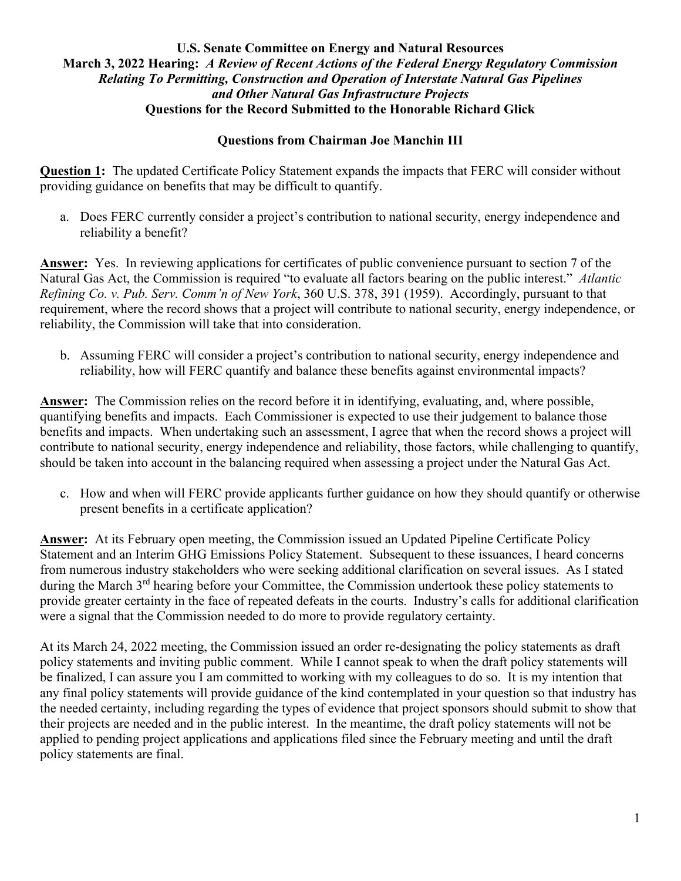**U.S. Senate Committee on Energy and Natural Resources**
**March 3, 2022 Hearing:** ***A Review of Recent Actions of the Federal Energy Regulatory Commission Relating To Permitting, Construction and Operation of Interstate Natural Gas Pipelines and Other Natural Gas Infrastructure Projects***
**Questions for the Record Submitted to the Honorable Richard Glick**

## Questions from Chairman Joe Manchin III

**Question 1:** The updated Certificate Policy Statement expands the impacts that FERC will consider without providing guidance on benefits that may be difficult to quantify.

a. Does FERC currently consider a project's contribution to national security, energy independence and reliability a benefit?

**Answer:** Yes. In reviewing applications for certificates of public convenience pursuant to section 7 of the Natural Gas Act, the Commission is required "to evaluate all factors bearing on the public interest." *Atlantic Refining Co. v. Pub. Serv. Comm'n of New York*, 360 U.S. 378, 391 (1959). Accordingly, pursuant to that requirement, where the record shows that a project will contribute to national security, energy independence, or reliability, the Commission will take that into consideration.

b. Assuming FERC will consider a project's contribution to national security, energy independence and reliability, how will FERC quantify and balance these benefits against environmental impacts?

**Answer:** The Commission relies on the record before it in identifying, evaluating, and, where possible, quantifying benefits and impacts. Each Commissioner is expected to use their judgement to balance those benefits and impacts. When undertaking such an assessment, I agree that when the record shows a project will contribute to national security, energy independence and reliability, those factors, while challenging to quantify, should be taken into account in the balancing required when assessing a project under the Natural Gas Act.

c. How and when will FERC provide applicants further guidance on how they should quantify or otherwise present benefits in a certificate application?

**Answer:** At its February open meeting, the Commission issued an Updated Pipeline Certificate Policy Statement and an Interim GHG Emissions Policy Statement. Subsequent to these issuances, I heard concerns from numerous industry stakeholders who were seeking additional clarification on several issues. As I stated during the March 3rd hearing before your Committee, the Commission undertook these policy statements to provide greater certainty in the face of repeated defeats in the courts. Industry's calls for additional clarification were a signal that the Commission needed to do more to provide regulatory certainty.

At its March 24, 2022 meeting, the Commission issued an order re-designating the policy statements as draft policy statements and inviting public comment. While I cannot speak to when the draft policy statements will be finalized, I can assure you I am committed to working with my colleagues to do so. It is my intention that any final policy statements will provide guidance of the kind contemplated in your question so that industry has the needed certainty, including regarding the types of evidence that project sponsors should submit to show that their projects are needed and in the public interest. In the meantime, the draft policy statements will not be applied to pending project applications and applications filed since the February meeting and until the draft policy statements are final.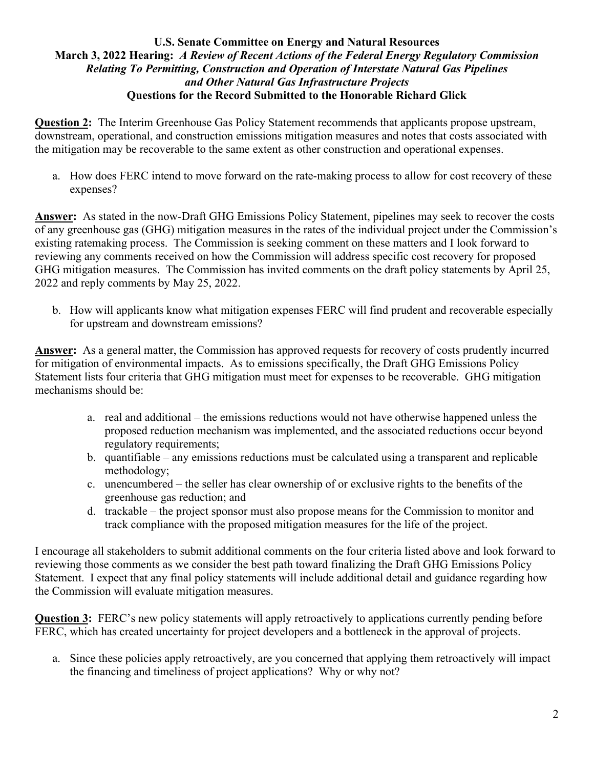**U.S. Senate Committee on Energy and Natural Resources**
**March 3, 2022 Hearing:** ***A Review of Recent Actions of the Federal Energy Regulatory Commission Relating To Permitting, Construction and Operation of Interstate Natural Gas Pipelines and Other Natural Gas Infrastructure Projects***
**Questions for the Record Submitted to the Honorable Richard Glick**

**Question 2:** The Interim Greenhouse Gas Policy Statement recommends that applicants propose upstream, downstream, operational, and construction emissions mitigation measures and notes that costs associated with the mitigation may be recoverable to the same extent as other construction and operational expenses.

a. How does FERC intend to move forward on the rate-making process to allow for cost recovery of these expenses?

**Answer:** As stated in the now-Draft GHG Emissions Policy Statement, pipelines may seek to recover the costs of any greenhouse gas (GHG) mitigation measures in the rates of the individual project under the Commission's existing ratemaking process. The Commission is seeking comment on these matters and I look forward to reviewing any comments received on how the Commission will address specific cost recovery for proposed GHG mitigation measures. The Commission has invited comments on the draft policy statements by April 25, 2022 and reply comments by May 25, 2022.

b. How will applicants know what mitigation expenses FERC will find prudent and recoverable especially for upstream and downstream emissions?

**Answer:** As a general matter, the Commission has approved requests for recovery of costs prudently incurred for mitigation of environmental impacts. As to emissions specifically, the Draft GHG Emissions Policy Statement lists four criteria that GHG mitigation must meet for expenses to be recoverable. GHG mitigation mechanisms should be:

a. real and additional – the emissions reductions would not have otherwise happened unless the proposed reduction mechanism was implemented, and the associated reductions occur beyond regulatory requirements;
b. quantifiable – any emissions reductions must be calculated using a transparent and replicable methodology;
c. unencumbered – the seller has clear ownership of or exclusive rights to the benefits of the greenhouse gas reduction; and
d. trackable – the project sponsor must also propose means for the Commission to monitor and track compliance with the proposed mitigation measures for the life of the project.

I encourage all stakeholders to submit additional comments on the four criteria listed above and look forward to reviewing those comments as we consider the best path toward finalizing the Draft GHG Emissions Policy Statement. I expect that any final policy statements will include additional detail and guidance regarding how the Commission will evaluate mitigation measures.

**Question 3:** FERC's new policy statements will apply retroactively to applications currently pending before FERC, which has created uncertainty for project developers and a bottleneck in the approval of projects.

a. Since these policies apply retroactively, are you concerned that applying them retroactively will impact the financing and timeliness of project applications? Why or why not?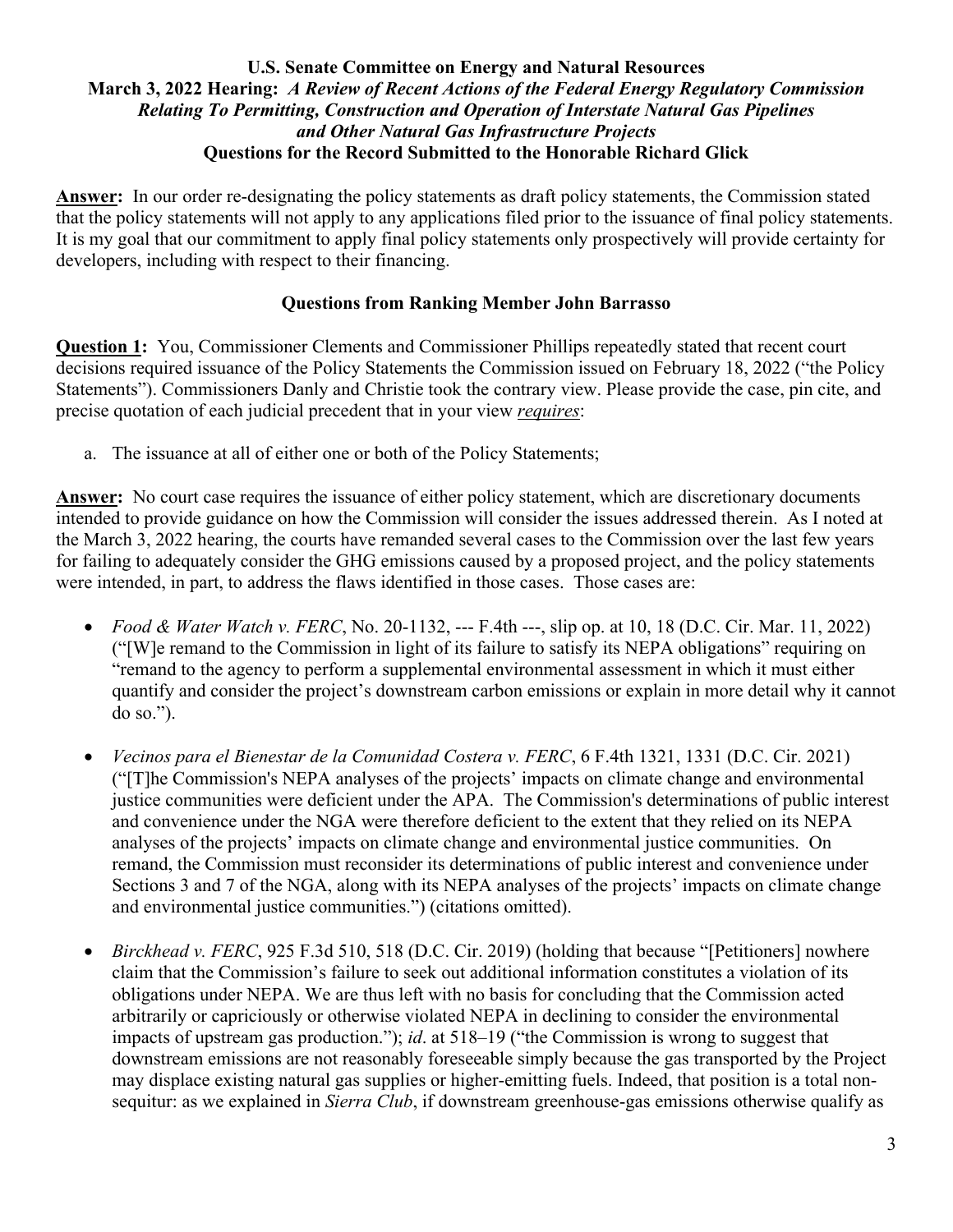**U.S. Senate Committee on Energy and Natural Resources**
**March 3, 2022 Hearing:** ***A Review of Recent Actions of the Federal Energy Regulatory Commission Relating To Permitting, Construction and Operation of Interstate Natural Gas Pipelines and Other Natural Gas Infrastructure Projects***
**Questions for the Record Submitted to the Honorable Richard Glick**

**Answer:** In our order re-designating the policy statements as draft policy statements, the Commission stated that the policy statements will not apply to any applications filed prior to the issuance of final policy statements. It is my goal that our commitment to apply final policy statements only prospectively will provide certainty for developers, including with respect to their financing.

**Questions from Ranking Member John Barrasso**

**Question 1:** You, Commissioner Clements and Commissioner Phillips repeatedly stated that recent court decisions required issuance of the Policy Statements the Commission issued on February 18, 2022 ("the Policy Statements"). Commissioners Danly and Christie took the contrary view. Please provide the case, pin cite, and precise quotation of each judicial precedent that in your view ***requires***:

a. The issuance at all of either one or both of the Policy Statements;

**Answer:** No court case requires the issuance of either policy statement, which are discretionary documents intended to provide guidance on how the Commission will consider the issues addressed therein. As I noted at the March 3, 2022 hearing, the courts have remanded several cases to the Commission over the last few years for failing to adequately consider the GHG emissions caused by a proposed project, and the policy statements were intended, in part, to address the flaws identified in those cases. Those cases are:

- *Food & Water Watch v. FERC*, No. 20-1132, --- F.4th ---, slip op. at 10, 18 (D.C. Cir. Mar. 11, 2022) ("[W]e remand to the Commission in light of its failure to satisfy its NEPA obligations" requiring on "remand to the agency to perform a supplemental environmental assessment in which it must either quantify and consider the project's downstream carbon emissions or explain in more detail why it cannot do so.").

- *Vecinos para el Bienestar de la Comunidad Costera v. FERC*, 6 F.4th 1321, 1331 (D.C. Cir. 2021) ("[T]he Commission's NEPA analyses of the projects' impacts on climate change and environmental justice communities were deficient under the APA. The Commission's determinations of public interest and convenience under the NGA were therefore deficient to the extent that they relied on its NEPA analyses of the projects' impacts on climate change and environmental justice communities. On remand, the Commission must reconsider its determinations of public interest and convenience under Sections 3 and 7 of the NGA, along with its NEPA analyses of the projects' impacts on climate change and environmental justice communities.") (citations omitted).

- *Birckhead v. FERC*, 925 F.3d 510, 518 (D.C. Cir. 2019) (holding that because "[Petitioners] nowhere claim that the Commission's failure to seek out additional information constitutes a violation of its obligations under NEPA. We are thus left with no basis for concluding that the Commission acted arbitrarily or capriciously or otherwise violated NEPA in declining to consider the environmental impacts of upstream gas production."); *id*. at 518–19 ("the Commission is wrong to suggest that downstream emissions are not reasonably foreseeable simply because the gas transported by the Project may displace existing natural gas supplies or higher-emitting fuels. Indeed, that position is a total non-sequitur: as we explained in *Sierra Club*, if downstream greenhouse-gas emissions otherwise qualify as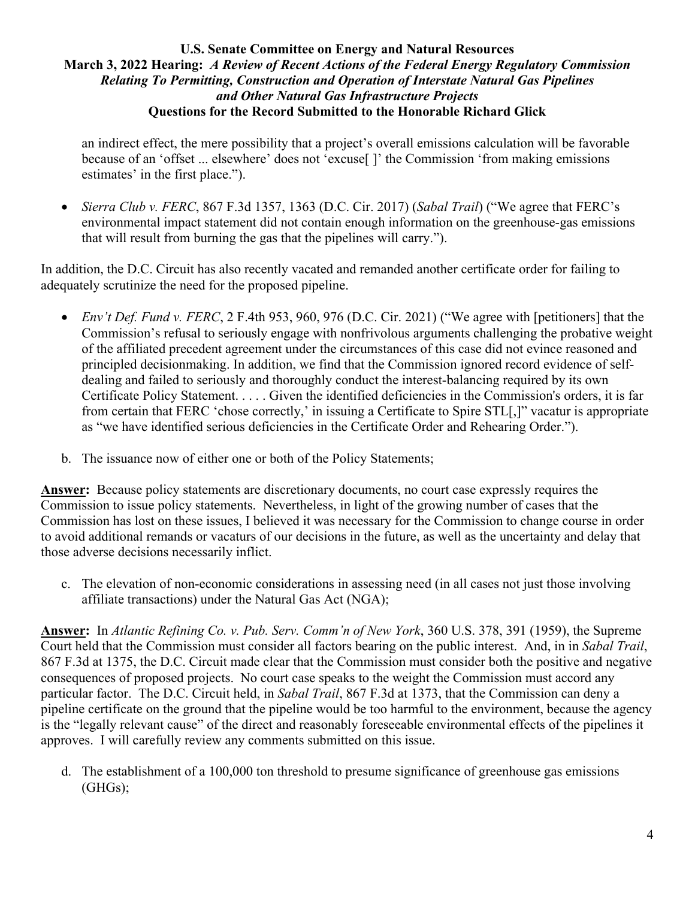an indirect effect, the mere possibility that a project's overall emissions calculation will be favorable because of an 'offset ... elsewhere' does not 'excuse[ ]' the Commission 'from making emissions estimates' in the first place.").

- *Sierra Club v. FERC*, 867 F.3d 1357, 1363 (D.C. Cir. 2017) (*Sabal Trail*) ("We agree that FERC's environmental impact statement did not contain enough information on the greenhouse-gas emissions that will result from burning the gas that the pipelines will carry.").

In addition, the D.C. Circuit has also recently vacated and remanded another certificate order for failing to adequately scrutinize the need for the proposed pipeline.

- *Env't Def. Fund v. FERC*, 2 F.4th 953, 960, 976 (D.C. Cir. 2021) ("We agree with [petitioners] that the Commission's refusal to seriously engage with nonfrivolous arguments challenging the probative weight of the affiliated precedent agreement under the circumstances of this case did not evince reasoned and principled decisionmaking. In addition, we find that the Commission ignored record evidence of self-dealing and failed to seriously and thoroughly conduct the interest-balancing required by its own Certificate Policy Statement. . . . . Given the identified deficiencies in the Commission's orders, it is far from certain that FERC 'chose correctly,' in issuing a Certificate to Spire STL[,]" vacatur is appropriate as "we have identified serious deficiencies in the Certificate Order and Rehearing Order.").

b. The issuance now of either one or both of the Policy Statements;

**Answer:** Because policy statements are discretionary documents, no court case expressly requires the Commission to issue policy statements. Nevertheless, in light of the growing number of cases that the Commission has lost on these issues, I believed it was necessary for the Commission to change course in order to avoid additional remands or vacaturs of our decisions in the future, as well as the uncertainty and delay that those adverse decisions necessarily inflict.

c. The elevation of non-economic considerations in assessing need (in all cases not just those involving affiliate transactions) under the Natural Gas Act (NGA);

**Answer:** In *Atlantic Refining Co. v. Pub. Serv. Comm'n of New York*, 360 U.S. 378, 391 (1959), the Supreme Court held that the Commission must consider all factors bearing on the public interest. And, in in *Sabal Trail*, 867 F.3d at 1375, the D.C. Circuit made clear that the Commission must consider both the positive and negative consequences of proposed projects. No court case speaks to the weight the Commission must accord any particular factor. The D.C. Circuit held, in *Sabal Trail*, 867 F.3d at 1373, that the Commission can deny a pipeline certificate on the ground that the pipeline would be too harmful to the environment, because the agency is the "legally relevant cause" of the direct and reasonably foreseeable environmental effects of the pipelines it approves. I will carefully review any comments submitted on this issue.

d. The establishment of a 100,000 ton threshold to presume significance of greenhouse gas emissions (GHGs);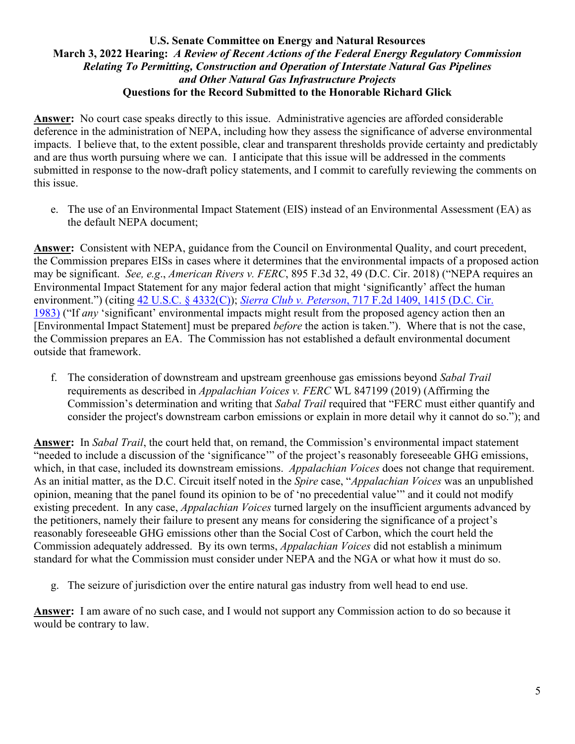**U.S. Senate Committee on Energy and Natural Resources**
**March 3, 2022 Hearing: *A Review of Recent Actions of the Federal Energy Regulatory Commission Relating To Permitting, Construction and Operation of Interstate Natural Gas Pipelines and Other Natural Gas Infrastructure Projects***
**Questions for the Record Submitted to the Honorable Richard Glick**

**Answer:** No court case speaks directly to this issue. Administrative agencies are afforded considerable deference in the administration of NEPA, including how they assess the significance of adverse environmental impacts. I believe that, to the extent possible, clear and transparent thresholds provide certainty and predictably and are thus worth pursuing where we can. I anticipate that this issue will be addressed in the comments submitted in response to the now-draft policy statements, and I commit to carefully reviewing the comments on this issue.

e. The use of an Environmental Impact Statement (EIS) instead of an Environmental Assessment (EA) as the default NEPA document;

**Answer:** Consistent with NEPA, guidance from the Council on Environmental Quality, and court precedent, the Commission prepares EISs in cases where it determines that the environmental impacts of a proposed action may be significant. *See, e.g.*, *American Rivers v. FERC*, 895 F.3d 32, 49 (D.C. Cir. 2018) ("NEPA requires an Environmental Impact Statement for any major federal action that might 'significantly' affect the human environment.") (citing 42 U.S.C. § 4332(C)); *Sierra Club v. Peterson*, 717 F.2d 1409, 1415 (D.C. Cir. 1983) ("If *any* 'significant' environmental impacts might result from the proposed agency action then an [Environmental Impact Statement] must be prepared *before* the action is taken."). Where that is not the case, the Commission prepares an EA. The Commission has not established a default environmental document outside that framework.

f. The consideration of downstream and upstream greenhouse gas emissions beyond *Sabal Trail* requirements as described in *Appalachian Voices v. FERC* WL 847199 (2019) (Affirming the Commission's determination and writing that *Sabal Trail* required that "FERC must either quantify and consider the project's downstream carbon emissions or explain in more detail why it cannot do so."); and

**Answer:** In *Sabal Trail*, the court held that, on remand, the Commission's environmental impact statement "needed to include a discussion of the 'significance'" of the project's reasonably foreseeable GHG emissions, which, in that case, included its downstream emissions. *Appalachian Voices* does not change that requirement. As an initial matter, as the D.C. Circuit itself noted in the *Spire* case, "*Appalachian Voices* was an unpublished opinion, meaning that the panel found its opinion to be of 'no precedential value'" and it could not modify existing precedent. In any case, *Appalachian Voices* turned largely on the insufficient arguments advanced by the petitioners, namely their failure to present any means for considering the significance of a project's reasonably foreseeable GHG emissions other than the Social Cost of Carbon, which the court held the Commission adequately addressed. By its own terms, *Appalachian Voices* did not establish a minimum standard for what the Commission must consider under NEPA and the NGA or what how it must do so.

g. The seizure of jurisdiction over the entire natural gas industry from well head to end use.

**Answer:** I am aware of no such case, and I would not support any Commission action to do so because it would be contrary to law.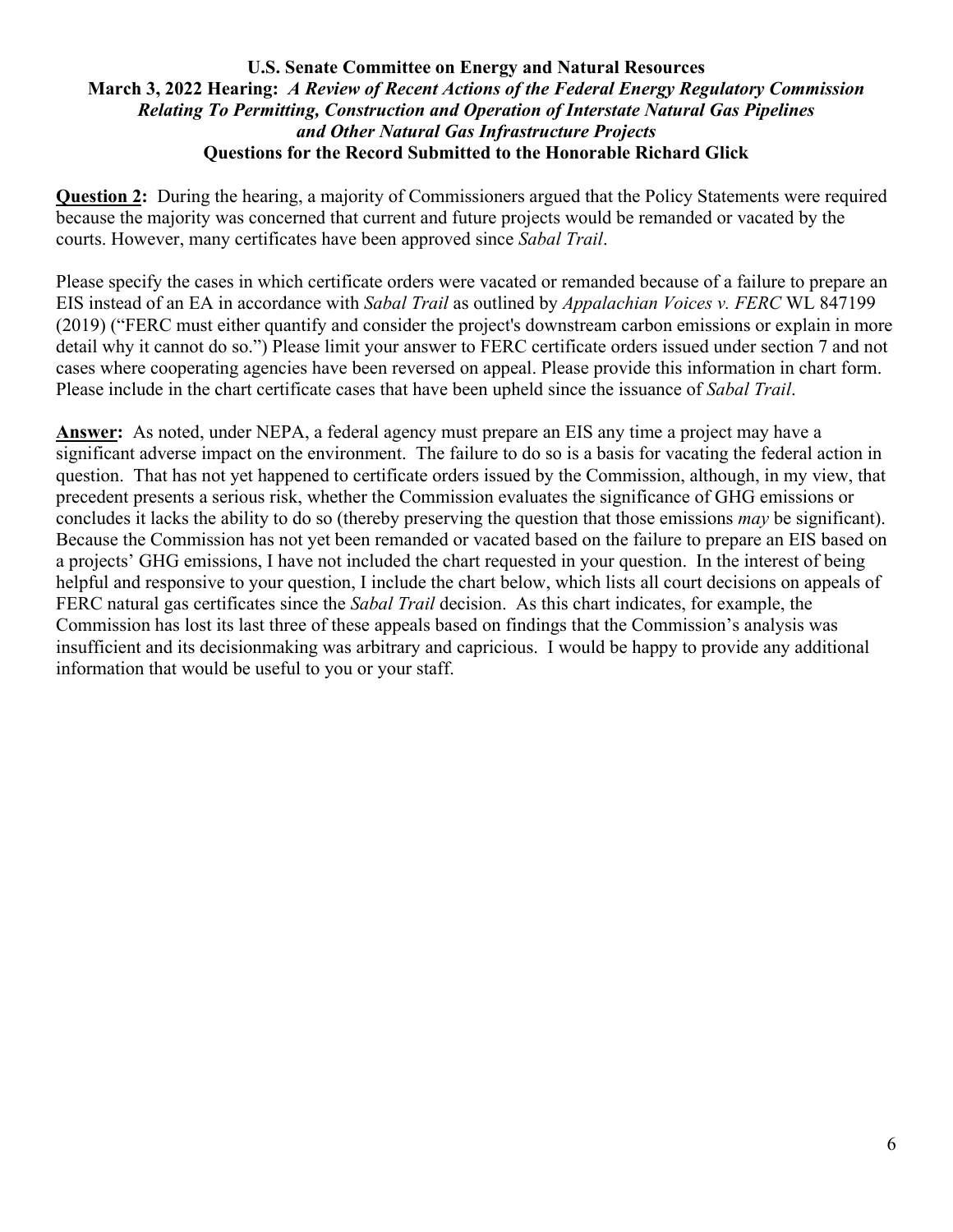**U.S. Senate Committee on Energy and Natural Resources**
**March 3, 2022 Hearing:** ***A Review of Recent Actions of the Federal Energy Regulatory Commission Relating To Permitting, Construction and Operation of Interstate Natural Gas Pipelines and Other Natural Gas Infrastructure Projects***
**Questions for the Record Submitted to the Honorable Richard Glick**

**Question 2:** During the hearing, a majority of Commissioners argued that the Policy Statements were required because the majority was concerned that current and future projects would be remanded or vacated by the courts. However, many certificates have been approved since *Sabal Trail*.

Please specify the cases in which certificate orders were vacated or remanded because of a failure to prepare an EIS instead of an EA in accordance with *Sabal Trail* as outlined by *Appalachian Voices v. FERC* WL 847199 (2019) ("FERC must either quantify and consider the project's downstream carbon emissions or explain in more detail why it cannot do so.") Please limit your answer to FERC certificate orders issued under section 7 and not cases where cooperating agencies have been reversed on appeal. Please provide this information in chart form. Please include in the chart certificate cases that have been upheld since the issuance of *Sabal Trail*.

**Answer:** As noted, under NEPA, a federal agency must prepare an EIS any time a project may have a significant adverse impact on the environment. The failure to do so is a basis for vacating the federal action in question. That has not yet happened to certificate orders issued by the Commission, although, in my view, that precedent presents a serious risk, whether the Commission evaluates the significance of GHG emissions or concludes it lacks the ability to do so (thereby preserving the question that those emissions *may* be significant). Because the Commission has not yet been remanded or vacated based on the failure to prepare an EIS based on a projects' GHG emissions, I have not included the chart requested in your question. In the interest of being helpful and responsive to your question, I include the chart below, which lists all court decisions on appeals of FERC natural gas certificates since the *Sabal Trail* decision. As this chart indicates, for example, the Commission has lost its last three of these appeals based on findings that the Commission's analysis was insufficient and its decisionmaking was arbitrary and capricious. I would be happy to provide any additional information that would be useful to you or your staff.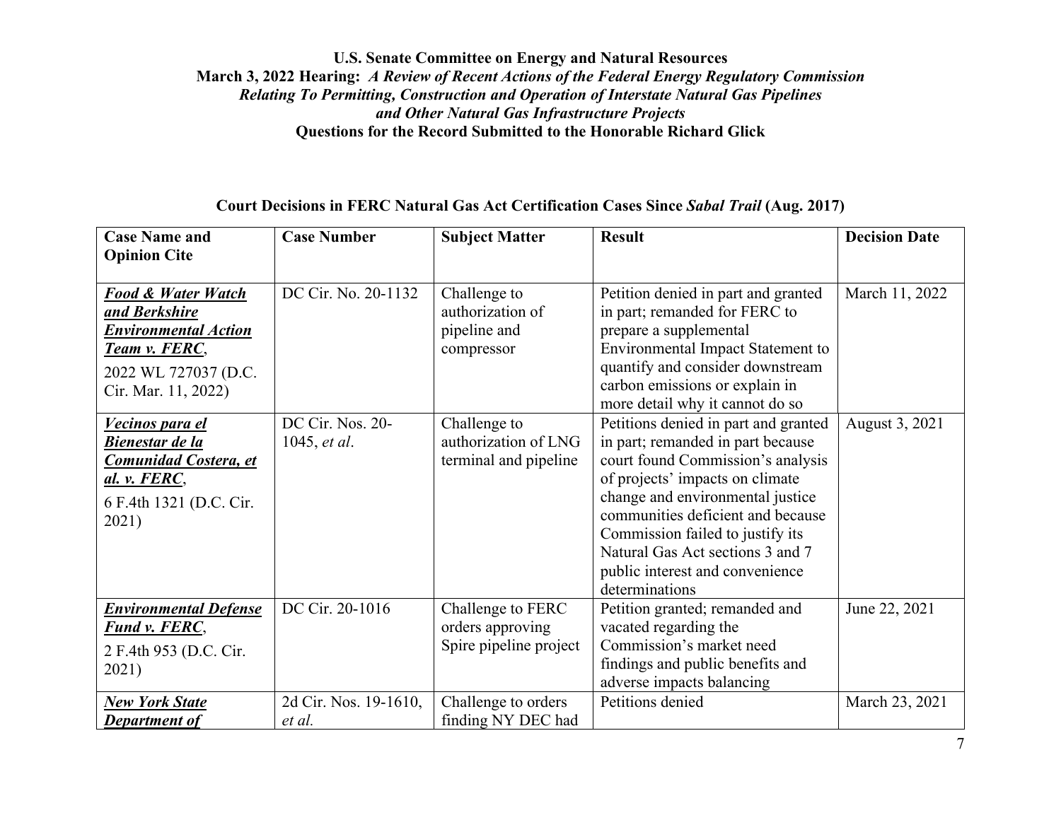**U.S. Senate Committee on Energy and Natural Resources**
**March 3, 2022 Hearing:** ***A Review of Recent Actions of the Federal Energy Regulatory Commission Relating To Permitting, Construction and Operation of Interstate Natural Gas Pipelines and Other Natural Gas Infrastructure Projects***
**Questions for the Record Submitted to the Honorable Richard Glick**

**Court Decisions in FERC Natural Gas Act Certification Cases Since *Sabal Trail* (Aug. 2017)**

| Case Name and Opinion Cite | Case Number | Subject Matter | Result | Decision Date |
|---|---|---|---|---|
| ***Food & Water Watch and Berkshire Environmental Action Team v. FERC***, 2022 WL 727037 (D.C. Cir. Mar. 11, 2022) | DC Cir. No. 20-1132 | Challenge to authorization of pipeline and compressor | Petition denied in part and granted in part; remanded for FERC to prepare a supplemental Environmental Impact Statement to quantify and consider downstream carbon emissions or explain in more detail why it cannot do so | March 11, 2022 |
| ***Vecinos para el Bienestar de la Comunidad Costera, et al. v. FERC***, 6 F.4th 1321 (D.C. Cir. 2021) | DC Cir. Nos. 20-1045, *et al*. | Challenge to authorization of LNG terminal and pipeline | Petitions denied in part and granted in part; remanded in part because court found Commission's analysis of projects' impacts on climate change and environmental justice communities deficient and because Commission failed to justify its Natural Gas Act sections 3 and 7 public interest and convenience determinations | August 3, 2021 |
| ***Environmental Defense Fund v. FERC***, 2 F.4th 953 (D.C. Cir. 2021) | DC Cir. 20-1016 | Challenge to FERC orders approving Spire pipeline project | Petition granted; remanded and vacated regarding the Commission's market need findings and public benefits and adverse impacts balancing | June 22, 2021 |
| ***New York State Department of*** | 2d Cir. Nos. 19-1610, *et al.* | Challenge to orders finding NY DEC had | Petitions denied | March 23, 2021 |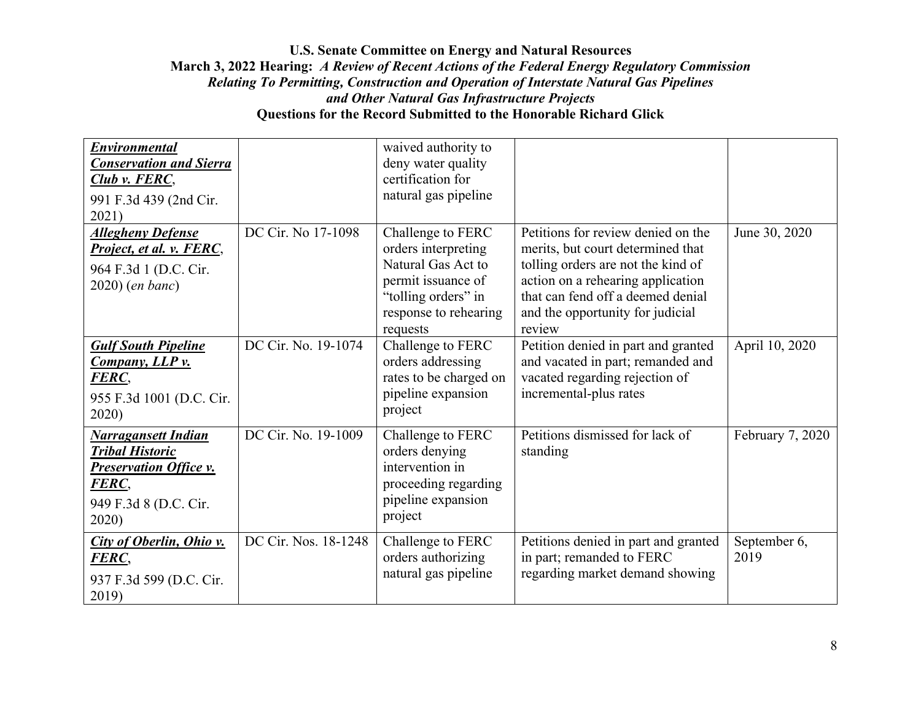| | | | | |
|---|---|---|---|---|
| ***Environmental Conservation and Sierra Club v. FERC***, 991 F.3d 439 (2nd Cir. 2021) | | waived authority to deny water quality certification for natural gas pipeline | | |
| ***Allegheny Defense Project, et al. v. FERC***, 964 F.3d 1 (D.C. Cir. 2020) (*en banc*) | DC Cir. No 17-1098 | Challenge to FERC orders interpreting Natural Gas Act to permit issuance of "tolling orders" in response to rehearing requests | Petitions for review denied on the merits, but court determined that tolling orders are not the kind of action on a rehearing application that can fend off a deemed denial and the opportunity for judicial review | June 30, 2020 |
| ***Gulf South Pipeline Company, LLP v. FERC***, 955 F.3d 1001 (D.C. Cir. 2020) | DC Cir. No. 19-1074 | Challenge to FERC orders addressing rates to be charged on pipeline expansion project | Petition denied in part and granted and vacated in part; remanded and vacated regarding rejection of incremental-plus rates | April 10, 2020 |
| ***Narragansett Indian Tribal Historic Preservation Office v. FERC***, 949 F.3d 8 (D.C. Cir. 2020) | DC Cir. No. 19-1009 | Challenge to FERC orders denying intervention in proceeding regarding pipeline expansion project | Petitions dismissed for lack of standing | February 7, 2020 |
| ***City of Oberlin, Ohio v. FERC***, 937 F.3d 599 (D.C. Cir. 2019) | DC Cir. Nos. 18-1248 | Challenge to FERC orders authorizing natural gas pipeline | Petitions denied in part and granted in part; remanded to FERC regarding market demand showing | September 6, 2019 |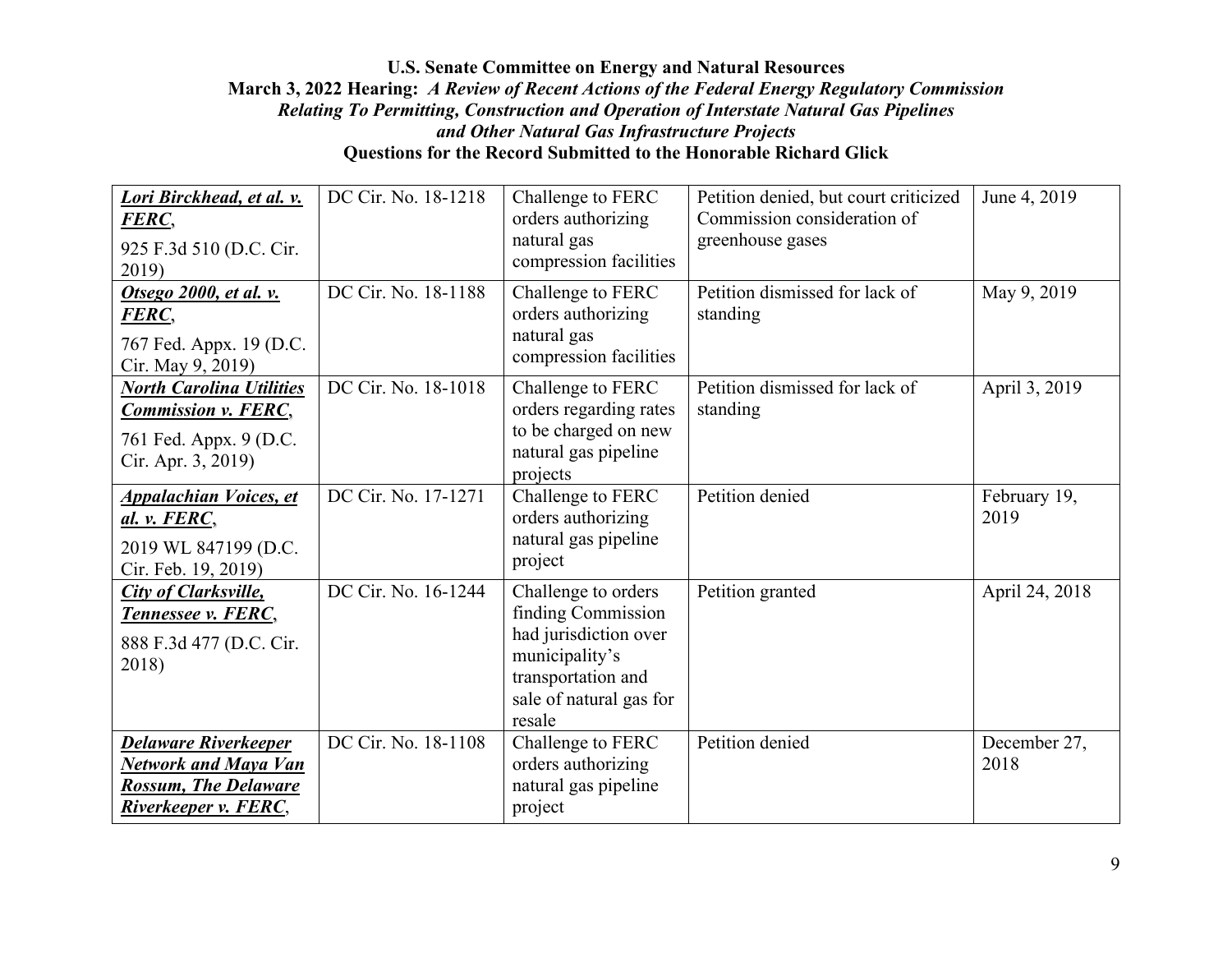| ***Lori Birckhead, et al. v. FERC***, 925 F.3d 510 (D.C. Cir. 2019) | DC Cir. No. 18-1218 | Challenge to FERC orders authorizing natural gas compression facilities | Petition denied, but court criticized Commission consideration of greenhouse gases | June 4, 2019 |
|---|---|---|---|---|
| ***Otsego 2000, et al. v. FERC***, 767 Fed. Appx. 19 (D.C. Cir. May 9, 2019) | DC Cir. No. 18-1188 | Challenge to FERC orders authorizing natural gas compression facilities | Petition dismissed for lack of standing | May 9, 2019 |
| ***North Carolina Utilities Commission v. FERC***, 761 Fed. Appx. 9 (D.C. Cir. Apr. 3, 2019) | DC Cir. No. 18-1018 | Challenge to FERC orders regarding rates to be charged on new natural gas pipeline projects | Petition dismissed for lack of standing | April 3, 2019 |
| ***Appalachian Voices, et al. v. FERC***, 2019 WL 847199 (D.C. Cir. Feb. 19, 2019) | DC Cir. No. 17-1271 | Challenge to FERC orders authorizing natural gas pipeline project | Petition denied | February 19, 2019 |
| ***City of Clarksville, Tennessee v. FERC***, 888 F.3d 477 (D.C. Cir. 2018) | DC Cir. No. 16-1244 | Challenge to orders finding Commission had jurisdiction over municipality's transportation and sale of natural gas for resale | Petition granted | April 24, 2018 |
| ***Delaware Riverkeeper Network and Maya Van Rossum, The Delaware Riverkeeper v. FERC***, | DC Cir. No. 18-1108 | Challenge to FERC orders authorizing natural gas pipeline project | Petition denied | December 27, 2018 |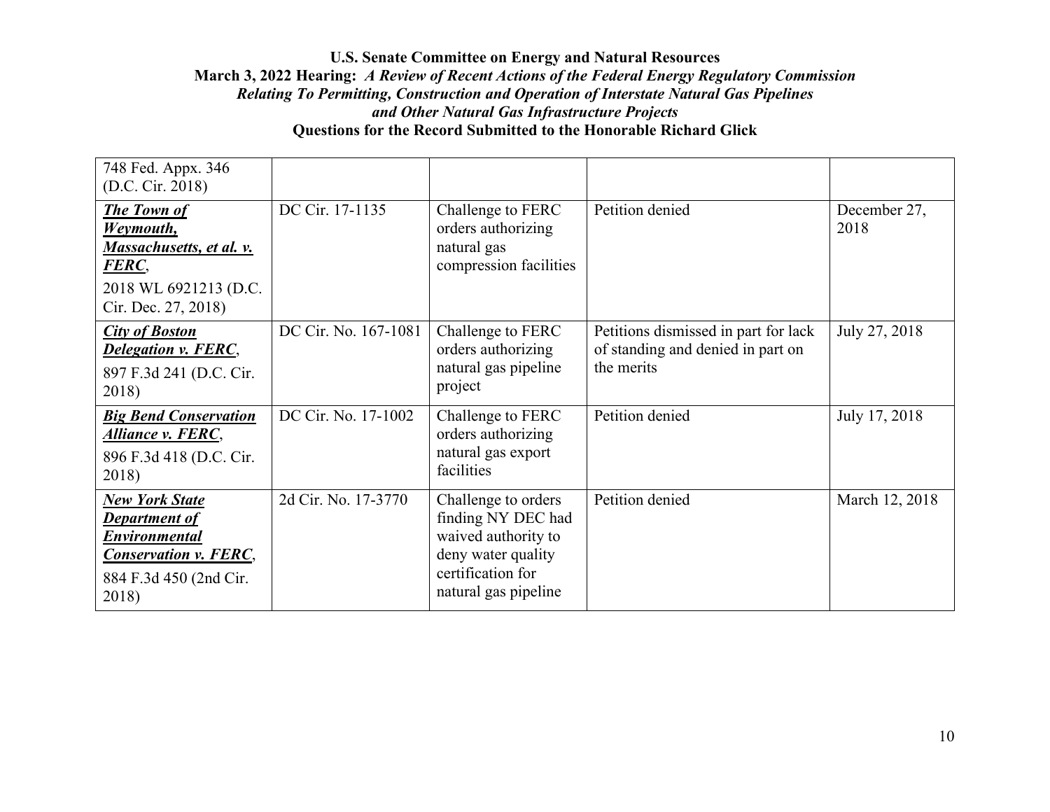| | | | | |
|---|---|---|---|---|
| 748 Fed. Appx. 346 (D.C. Cir. 2018) | | | | |
| ***The Town of Weymouth, Massachusetts, et al. v. FERC***, 2018 WL 6921213 (D.C. Cir. Dec. 27, 2018) | DC Cir. 17-1135 | Challenge to FERC orders authorizing natural gas compression facilities | Petition denied | December 27, 2018 |
| ***City of Boston Delegation v. FERC***, 897 F.3d 241 (D.C. Cir. 2018) | DC Cir. No. 167-1081 | Challenge to FERC orders authorizing natural gas pipeline project | Petitions dismissed in part for lack of standing and denied in part on the merits | July 27, 2018 |
| ***Big Bend Conservation Alliance v. FERC***, 896 F.3d 418 (D.C. Cir. 2018) | DC Cir. No. 17-1002 | Challenge to FERC orders authorizing natural gas export facilities | Petition denied | July 17, 2018 |
| ***New York State Department of Environmental Conservation v. FERC***, 884 F.3d 450 (2nd Cir. 2018) | 2d Cir. No. 17-3770 | Challenge to orders finding NY DEC had waived authority to deny water quality certification for natural gas pipeline | Petition denied | March 12, 2018 |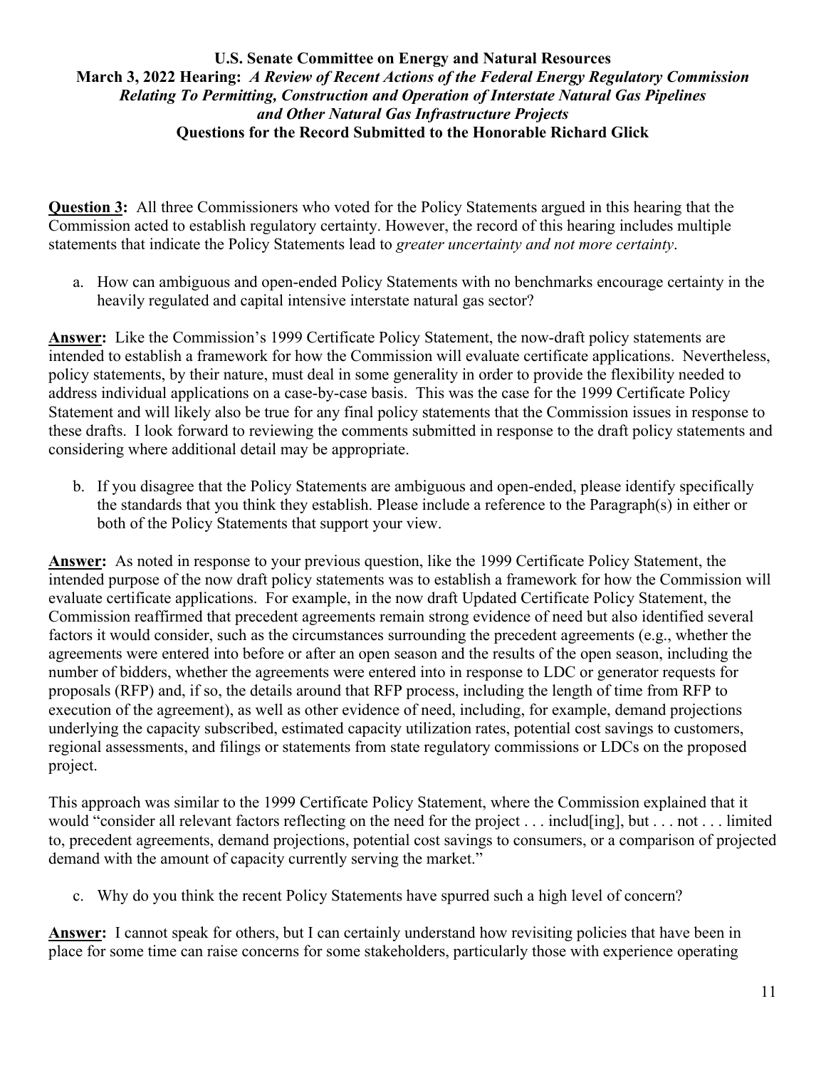**Question 3:** All three Commissioners who voted for the Policy Statements argued in this hearing that the Commission acted to establish regulatory certainty. However, the record of this hearing includes multiple statements that indicate the Policy Statements lead to *greater uncertainty and not more certainty*.

a. How can ambiguous and open-ended Policy Statements with no benchmarks encourage certainty in the heavily regulated and capital intensive interstate natural gas sector?

**Answer:** Like the Commission's 1999 Certificate Policy Statement, the now-draft policy statements are intended to establish a framework for how the Commission will evaluate certificate applications. Nevertheless, policy statements, by their nature, must deal in some generality in order to provide the flexibility needed to address individual applications on a case-by-case basis. This was the case for the 1999 Certificate Policy Statement and will likely also be true for any final policy statements that the Commission issues in response to these drafts. I look forward to reviewing the comments submitted in response to the draft policy statements and considering where additional detail may be appropriate.

b. If you disagree that the Policy Statements are ambiguous and open-ended, please identify specifically the standards that you think they establish. Please include a reference to the Paragraph(s) in either or both of the Policy Statements that support your view.

**Answer:** As noted in response to your previous question, like the 1999 Certificate Policy Statement, the intended purpose of the now draft policy statements was to establish a framework for how the Commission will evaluate certificate applications. For example, in the now draft Updated Certificate Policy Statement, the Commission reaffirmed that precedent agreements remain strong evidence of need but also identified several factors it would consider, such as the circumstances surrounding the precedent agreements (e.g., whether the agreements were entered into before or after an open season and the results of the open season, including the number of bidders, whether the agreements were entered into in response to LDC or generator requests for proposals (RFP) and, if so, the details around that RFP process, including the length of time from RFP to execution of the agreement), as well as other evidence of need, including, for example, demand projections underlying the capacity subscribed, estimated capacity utilization rates, potential cost savings to customers, regional assessments, and filings or statements from state regulatory commissions or LDCs on the proposed project.

This approach was similar to the 1999 Certificate Policy Statement, where the Commission explained that it would "consider all relevant factors reflecting on the need for the project . . . includ[ing], but . . . not . . . limited to, precedent agreements, demand projections, potential cost savings to consumers, or a comparison of projected demand with the amount of capacity currently serving the market."

c. Why do you think the recent Policy Statements have spurred such a high level of concern?

**Answer:** I cannot speak for others, but I can certainly understand how revisiting policies that have been in place for some time can raise concerns for some stakeholders, particularly those with experience operating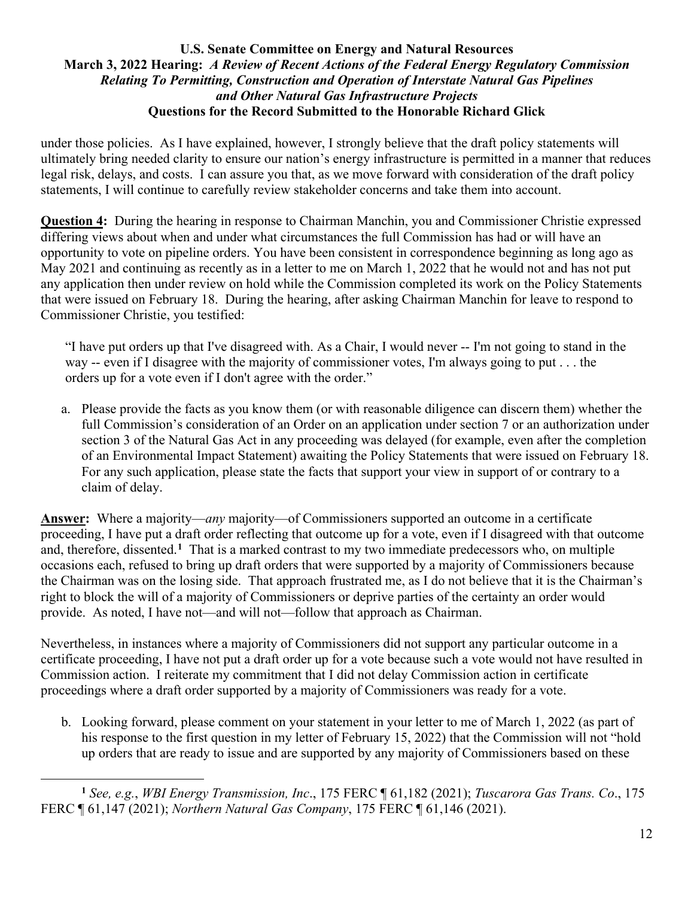under those policies. As I have explained, however, I strongly believe that the draft policy statements will ultimately bring needed clarity to ensure our nation's energy infrastructure is permitted in a manner that reduces legal risk, delays, and costs. I can assure you that, as we move forward with consideration of the draft policy statements, I will continue to carefully review stakeholder concerns and take them into account.

**Question 4:** During the hearing in response to Chairman Manchin, you and Commissioner Christie expressed differing views about when and under what circumstances the full Commission has had or will have an opportunity to vote on pipeline orders. You have been consistent in correspondence beginning as long ago as May 2021 and continuing as recently as in a letter to me on March 1, 2022 that he would not and has not put any application then under review on hold while the Commission completed its work on the Policy Statements that were issued on February 18. During the hearing, after asking Chairman Manchin for leave to respond to Commissioner Christie, you testified:

> "I have put orders up that I've disagreed with. As a Chair, I would never -- I'm not going to stand in the way -- even if I disagree with the majority of commissioner votes, I'm always going to put . . . the orders up for a vote even if I don't agree with the order."

a. Please provide the facts as you know them (or with reasonable diligence can discern them) whether the full Commission's consideration of an Order on an application under section 7 or an authorization under section 3 of the Natural Gas Act in any proceeding was delayed (for example, even after the completion of an Environmental Impact Statement) awaiting the Policy Statements that were issued on February 18. For any such application, please state the facts that support your view in support of or contrary to a claim of delay.

**Answer:** Where a majority—*any* majority—of Commissioners supported an outcome in a certificate proceeding, I have put a draft order reflecting that outcome up for a vote, even if I disagreed with that outcome and, therefore, dissented.[1] That is a marked contrast to my two immediate predecessors who, on multiple occasions each, refused to bring up draft orders that were supported by a majority of Commissioners because the Chairman was on the losing side. That approach frustrated me, as I do not believe that it is the Chairman's right to block the will of a majority of Commissioners or deprive parties of the certainty an order would provide. As noted, I have not—and will not—follow that approach as Chairman.

Nevertheless, in instances where a majority of Commissioners did not support any particular outcome in a certificate proceeding, I have not put a draft order up for a vote because such a vote would not have resulted in Commission action. I reiterate my commitment that I did not delay Commission action in certificate proceedings where a draft order supported by a majority of Commissioners was ready for a vote.

b. Looking forward, please comment on your statement in your letter to me of March 1, 2022 (as part of his response to the first question in my letter of February 15, 2022) that the Commission will not "hold up orders that are ready to issue and are supported by any majority of Commissioners based on these

---

[1] *See, e.g.*, *WBI Energy Transmission, Inc*., 175 FERC ¶ 61,182 (2021); *Tuscarora Gas Trans. Co*., 175 FERC ¶ 61,147 (2021); *Northern Natural Gas Company*, 175 FERC ¶ 61,146 (2021).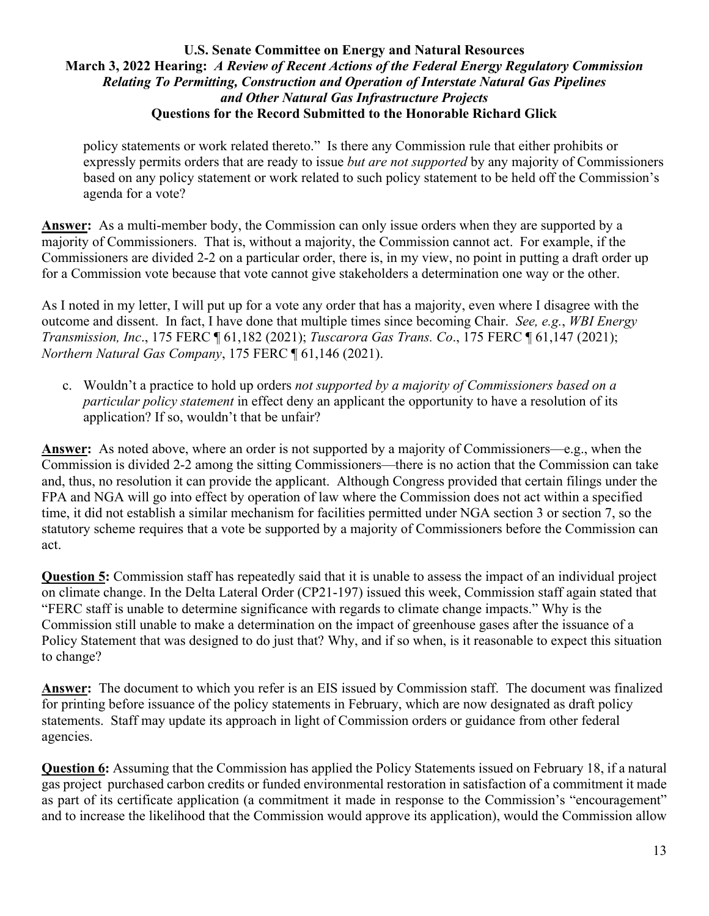policy statements or work related thereto." Is there any Commission rule that either prohibits or expressly permits orders that are ready to issue *but are not supported* by any majority of Commissioners based on any policy statement or work related to such policy statement to be held off the Commission's agenda for a vote?

**Answer:** As a multi-member body, the Commission can only issue orders when they are supported by a majority of Commissioners. That is, without a majority, the Commission cannot act. For example, if the Commissioners are divided 2-2 on a particular order, there is, in my view, no point in putting a draft order up for a Commission vote because that vote cannot give stakeholders a determination one way or the other.

As I noted in my letter, I will put up for a vote any order that has a majority, even where I disagree with the outcome and dissent. In fact, I have done that multiple times since becoming Chair. *See, e.g.*, *WBI Energy Transmission, Inc*., 175 FERC ¶ 61,182 (2021); *Tuscarora Gas Trans. Co*., 175 FERC ¶ 61,147 (2021); *Northern Natural Gas Company*, 175 FERC ¶ 61,146 (2021).

c. Wouldn't a practice to hold up orders *not supported by a majority of Commissioners based on a particular policy statement* in effect deny an applicant the opportunity to have a resolution of its application? If so, wouldn't that be unfair?

**Answer:** As noted above, where an order is not supported by a majority of Commissioners—e.g., when the Commission is divided 2-2 among the sitting Commissioners—there is no action that the Commission can take and, thus, no resolution it can provide the applicant. Although Congress provided that certain filings under the FPA and NGA will go into effect by operation of law where the Commission does not act within a specified time, it did not establish a similar mechanism for facilities permitted under NGA section 3 or section 7, so the statutory scheme requires that a vote be supported by a majority of Commissioners before the Commission can act.

**Question 5:** Commission staff has repeatedly said that it is unable to assess the impact of an individual project on climate change. In the Delta Lateral Order (CP21-197) issued this week, Commission staff again stated that "FERC staff is unable to determine significance with regards to climate change impacts." Why is the Commission still unable to make a determination on the impact of greenhouse gases after the issuance of a Policy Statement that was designed to do just that? Why, and if so when, is it reasonable to expect this situation to change?

**Answer:** The document to which you refer is an EIS issued by Commission staff. The document was finalized for printing before issuance of the policy statements in February, which are now designated as draft policy statements. Staff may update its approach in light of Commission orders or guidance from other federal agencies.

**Question 6:** Assuming that the Commission has applied the Policy Statements issued on February 18, if a natural gas project purchased carbon credits or funded environmental restoration in satisfaction of a commitment it made as part of its certificate application (a commitment it made in response to the Commission's "encouragement" and to increase the likelihood that the Commission would approve its application), would the Commission allow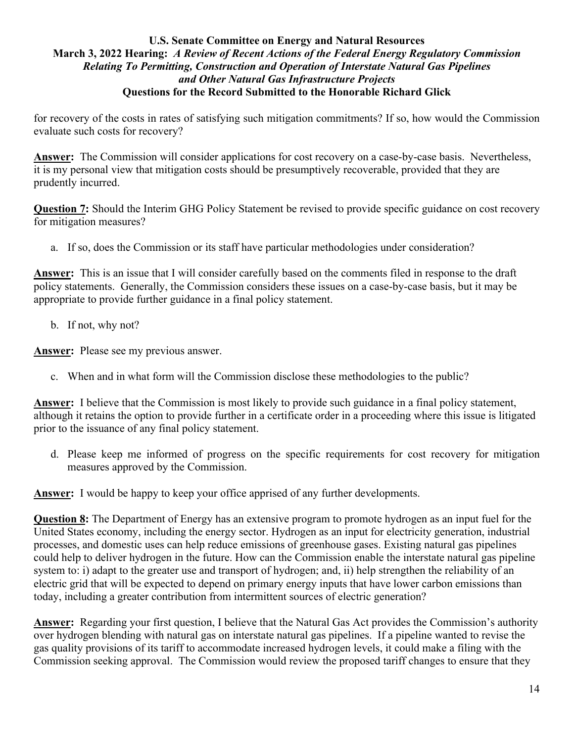for recovery of the costs in rates of satisfying such mitigation commitments? If so, how would the Commission evaluate such costs for recovery?

**Answer:** The Commission will consider applications for cost recovery on a case-by-case basis. Nevertheless, it is my personal view that mitigation costs should be presumptively recoverable, provided that they are prudently incurred.

**Question 7:** Should the Interim GHG Policy Statement be revised to provide specific guidance on cost recovery for mitigation measures?

a. If so, does the Commission or its staff have particular methodologies under consideration?

**Answer:** This is an issue that I will consider carefully based on the comments filed in response to the draft policy statements. Generally, the Commission considers these issues on a case-by-case basis, but it may be appropriate to provide further guidance in a final policy statement.

b. If not, why not?

**Answer:** Please see my previous answer.

c. When and in what form will the Commission disclose these methodologies to the public?

**Answer:** I believe that the Commission is most likely to provide such guidance in a final policy statement, although it retains the option to provide further in a certificate order in a proceeding where this issue is litigated prior to the issuance of any final policy statement.

d. Please keep me informed of progress on the specific requirements for cost recovery for mitigation measures approved by the Commission.

**Answer:** I would be happy to keep your office apprised of any further developments.

**Question 8:** The Department of Energy has an extensive program to promote hydrogen as an input fuel for the United States economy, including the energy sector. Hydrogen as an input for electricity generation, industrial processes, and domestic uses can help reduce emissions of greenhouse gases. Existing natural gas pipelines could help to deliver hydrogen in the future. How can the Commission enable the interstate natural gas pipeline system to: i) adapt to the greater use and transport of hydrogen; and, ii) help strengthen the reliability of an electric grid that will be expected to depend on primary energy inputs that have lower carbon emissions than today, including a greater contribution from intermittent sources of electric generation?

**Answer:** Regarding your first question, I believe that the Natural Gas Act provides the Commission's authority over hydrogen blending with natural gas on interstate natural gas pipelines. If a pipeline wanted to revise the gas quality provisions of its tariff to accommodate increased hydrogen levels, it could make a filing with the Commission seeking approval. The Commission would review the proposed tariff changes to ensure that they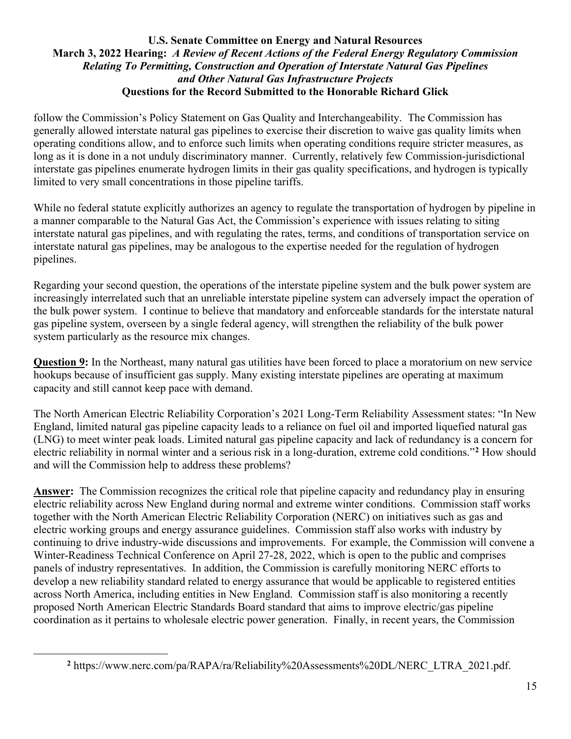follow the Commission's Policy Statement on Gas Quality and Interchangeability. The Commission has generally allowed interstate natural gas pipelines to exercise their discretion to waive gas quality limits when operating conditions allow, and to enforce such limits when operating conditions require stricter measures, as long as it is done in a not unduly discriminatory manner. Currently, relatively few Commission-jurisdictional interstate gas pipelines enumerate hydrogen limits in their gas quality specifications, and hydrogen is typically limited to very small concentrations in those pipeline tariffs.

While no federal statute explicitly authorizes an agency to regulate the transportation of hydrogen by pipeline in a manner comparable to the Natural Gas Act, the Commission's experience with issues relating to siting interstate natural gas pipelines, and with regulating the rates, terms, and conditions of transportation service on interstate natural gas pipelines, may be analogous to the expertise needed for the regulation of hydrogen pipelines.

Regarding your second question, the operations of the interstate pipeline system and the bulk power system are increasingly interrelated such that an unreliable interstate pipeline system can adversely impact the operation of the bulk power system. I continue to believe that mandatory and enforceable standards for the interstate natural gas pipeline system, overseen by a single federal agency, will strengthen the reliability of the bulk power system particularly as the resource mix changes.

**Question 9:** In the Northeast, many natural gas utilities have been forced to place a moratorium on new service hookups because of insufficient gas supply. Many existing interstate pipelines are operating at maximum capacity and still cannot keep pace with demand.

The North American Electric Reliability Corporation's 2021 Long-Term Reliability Assessment states: "In New England, limited natural gas pipeline capacity leads to a reliance on fuel oil and imported liquefied natural gas (LNG) to meet winter peak loads. Limited natural gas pipeline capacity and lack of redundancy is a concern for electric reliability in normal winter and a serious risk in a long-duration, extreme cold conditions."[2] How should and will the Commission help to address these problems?

**Answer:** The Commission recognizes the critical role that pipeline capacity and redundancy play in ensuring electric reliability across New England during normal and extreme winter conditions. Commission staff works together with the North American Electric Reliability Corporation (NERC) on initiatives such as gas and electric working groups and energy assurance guidelines. Commission staff also works with industry by continuing to drive industry-wide discussions and improvements. For example, the Commission will convene a Winter-Readiness Technical Conference on April 27-28, 2022, which is open to the public and comprises panels of industry representatives. In addition, the Commission is carefully monitoring NERC efforts to develop a new reliability standard related to energy assurance that would be applicable to registered entities across North America, including entities in New England. Commission staff is also monitoring a recently proposed North American Electric Standards Board standard that aims to improve electric/gas pipeline coordination as it pertains to wholesale electric power generation. Finally, in recent years, the Commission

[2] https://www.nerc.com/pa/RAPA/ra/Reliability%20Assessments%20DL/NERC_LTRA_2021.pdf.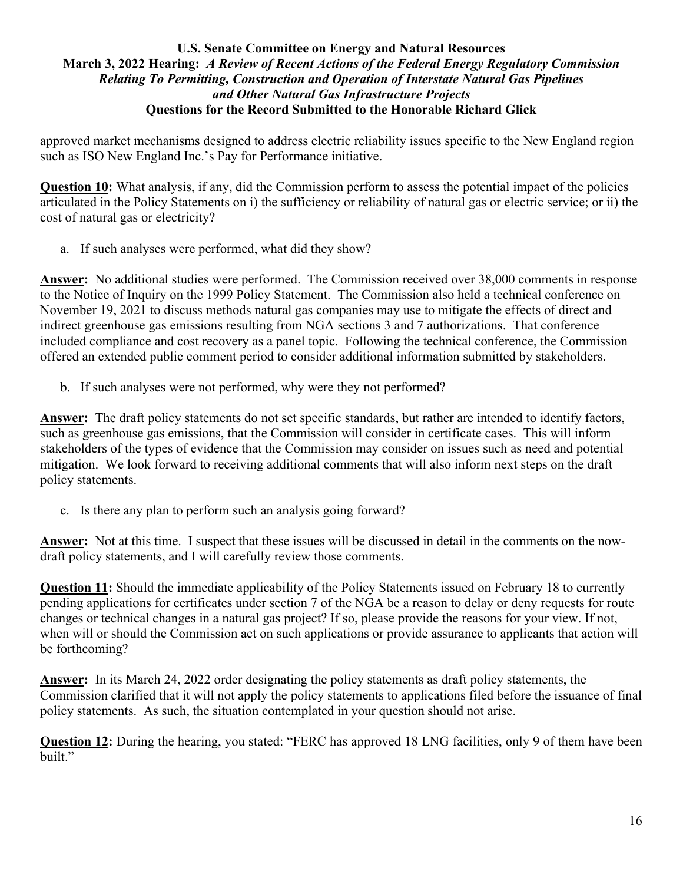approved market mechanisms designed to address electric reliability issues specific to the New England region such as ISO New England Inc.'s Pay for Performance initiative.

**Question 10:** What analysis, if any, did the Commission perform to assess the potential impact of the policies articulated in the Policy Statements on i) the sufficiency or reliability of natural gas or electric service; or ii) the cost of natural gas or electricity?

a. If such analyses were performed, what did they show?

**Answer:** No additional studies were performed. The Commission received over 38,000 comments in response to the Notice of Inquiry on the 1999 Policy Statement. The Commission also held a technical conference on November 19, 2021 to discuss methods natural gas companies may use to mitigate the effects of direct and indirect greenhouse gas emissions resulting from NGA sections 3 and 7 authorizations. That conference included compliance and cost recovery as a panel topic. Following the technical conference, the Commission offered an extended public comment period to consider additional information submitted by stakeholders.

b. If such analyses were not performed, why were they not performed?

**Answer:** The draft policy statements do not set specific standards, but rather are intended to identify factors, such as greenhouse gas emissions, that the Commission will consider in certificate cases. This will inform stakeholders of the types of evidence that the Commission may consider on issues such as need and potential mitigation. We look forward to receiving additional comments that will also inform next steps on the draft policy statements.

c. Is there any plan to perform such an analysis going forward?

**Answer:** Not at this time. I suspect that these issues will be discussed in detail in the comments on the now-draft policy statements, and I will carefully review those comments.

**Question 11:** Should the immediate applicability of the Policy Statements issued on February 18 to currently pending applications for certificates under section 7 of the NGA be a reason to delay or deny requests for route changes or technical changes in a natural gas project? If so, please provide the reasons for your view. If not, when will or should the Commission act on such applications or provide assurance to applicants that action will be forthcoming?

**Answer:** In its March 24, 2022 order designating the policy statements as draft policy statements, the Commission clarified that it will not apply the policy statements to applications filed before the issuance of final policy statements. As such, the situation contemplated in your question should not arise.

**Question 12:** During the hearing, you stated: "FERC has approved 18 LNG facilities, only 9 of them have been built."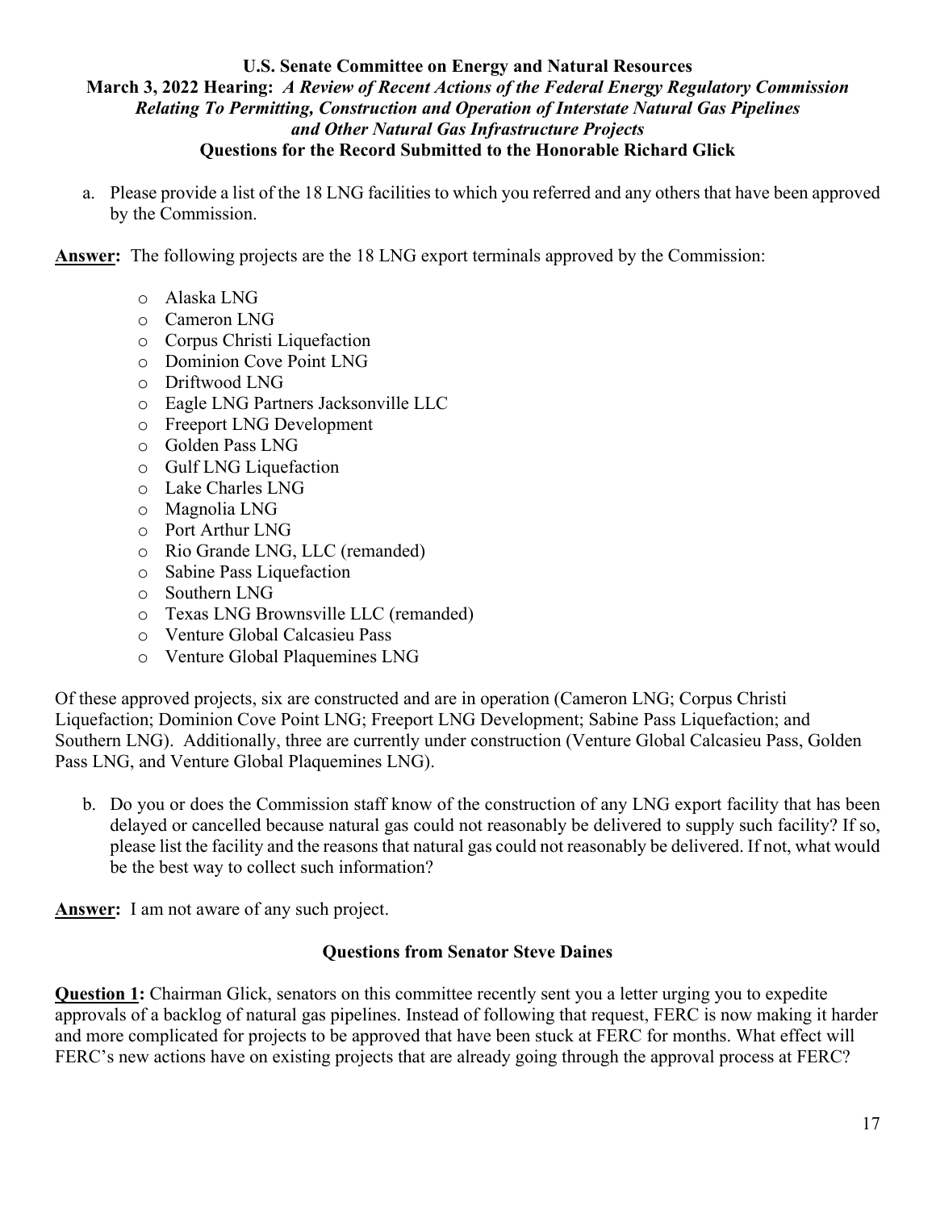a. Please provide a list of the 18 LNG facilities to which you referred and any others that have been approved by the Commission.

**Answer:** The following projects are the 18 LNG export terminals approved by the Commission:

- Alaska LNG
- Cameron LNG
- Corpus Christi Liquefaction
- Dominion Cove Point LNG
- Driftwood LNG
- Eagle LNG Partners Jacksonville LLC
- Freeport LNG Development
- Golden Pass LNG
- Gulf LNG Liquefaction
- Lake Charles LNG
- Magnolia LNG
- Port Arthur LNG
- Rio Grande LNG, LLC (remanded)
- Sabine Pass Liquefaction
- Southern LNG
- Texas LNG Brownsville LLC (remanded)
- Venture Global Calcasieu Pass
- Venture Global Plaquemines LNG

Of these approved projects, six are constructed and are in operation (Cameron LNG; Corpus Christi Liquefaction; Dominion Cove Point LNG; Freeport LNG Development; Sabine Pass Liquefaction; and Southern LNG). Additionally, three are currently under construction (Venture Global Calcasieu Pass, Golden Pass LNG, and Venture Global Plaquemines LNG).

b. Do you or does the Commission staff know of the construction of any LNG export facility that has been delayed or cancelled because natural gas could not reasonably be delivered to supply such facility? If so, please list the facility and the reasons that natural gas could not reasonably be delivered. If not, what would be the best way to collect such information?

**Answer:** I am not aware of any such project.

## Questions from Senator Steve Daines

**Question 1:** Chairman Glick, senators on this committee recently sent you a letter urging you to expedite approvals of a backlog of natural gas pipelines. Instead of following that request, FERC is now making it harder and more complicated for projects to be approved that have been stuck at FERC for months. What effect will FERC's new actions have on existing projects that are already going through the approval process at FERC?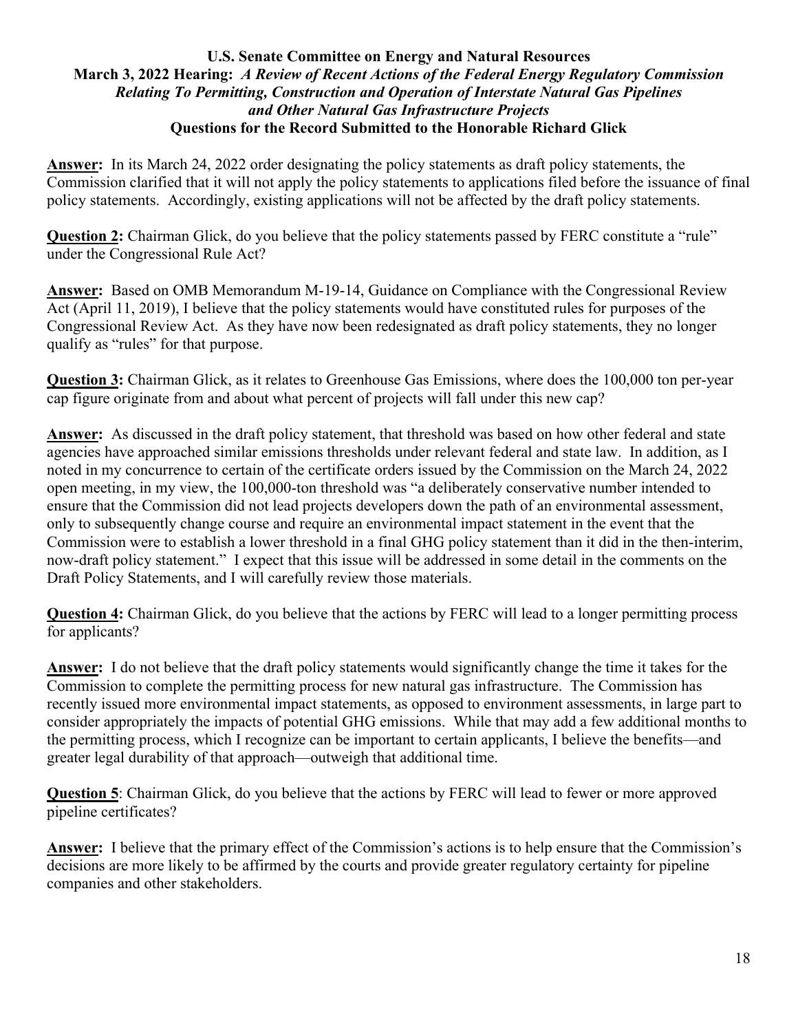**U.S. Senate Committee on Energy and Natural Resources**
**March 3, 2022 Hearing:** ***A Review of Recent Actions of the Federal Energy Regulatory Commission Relating To Permitting, Construction and Operation of Interstate Natural Gas Pipelines and Other Natural Gas Infrastructure Projects***
**Questions for the Record Submitted to the Honorable Richard Glick**

**Answer:** In its March 24, 2022 order designating the policy statements as draft policy statements, the Commission clarified that it will not apply the policy statements to applications filed before the issuance of final policy statements. Accordingly, existing applications will not be affected by the draft policy statements.

**Question 2:** Chairman Glick, do you believe that the policy statements passed by FERC constitute a "rule" under the Congressional Rule Act?

**Answer:** Based on OMB Memorandum M-19-14, Guidance on Compliance with the Congressional Review Act (April 11, 2019), I believe that the policy statements would have constituted rules for purposes of the Congressional Review Act. As they have now been redesignated as draft policy statements, they no longer qualify as "rules" for that purpose.

**Question 3:** Chairman Glick, as it relates to Greenhouse Gas Emissions, where does the 100,000 ton per-year cap figure originate from and about what percent of projects will fall under this new cap?

**Answer:** As discussed in the draft policy statement, that threshold was based on how other federal and state agencies have approached similar emissions thresholds under relevant federal and state law. In addition, as I noted in my concurrence to certain of the certificate orders issued by the Commission on the March 24, 2022 open meeting, in my view, the 100,000-ton threshold was "a deliberately conservative number intended to ensure that the Commission did not lead projects developers down the path of an environmental assessment, only to subsequently change course and require an environmental impact statement in the event that the Commission were to establish a lower threshold in a final GHG policy statement than it did in the then-interim, now-draft policy statement." I expect that this issue will be addressed in some detail in the comments on the Draft Policy Statements, and I will carefully review those materials.

**Question 4:** Chairman Glick, do you believe that the actions by FERC will lead to a longer permitting process for applicants?

**Answer:** I do not believe that the draft policy statements would significantly change the time it takes for the Commission to complete the permitting process for new natural gas infrastructure. The Commission has recently issued more environmental impact statements, as opposed to environment assessments, in large part to consider appropriately the impacts of potential GHG emissions. While that may add a few additional months to the permitting process, which I recognize can be important to certain applicants, I believe the benefits—and greater legal durability of that approach—outweigh that additional time.

**Question 5**: Chairman Glick, do you believe that the actions by FERC will lead to fewer or more approved pipeline certificates?

**Answer:** I believe that the primary effect of the Commission's actions is to help ensure that the Commission's decisions are more likely to be affirmed by the courts and provide greater regulatory certainty for pipeline companies and other stakeholders.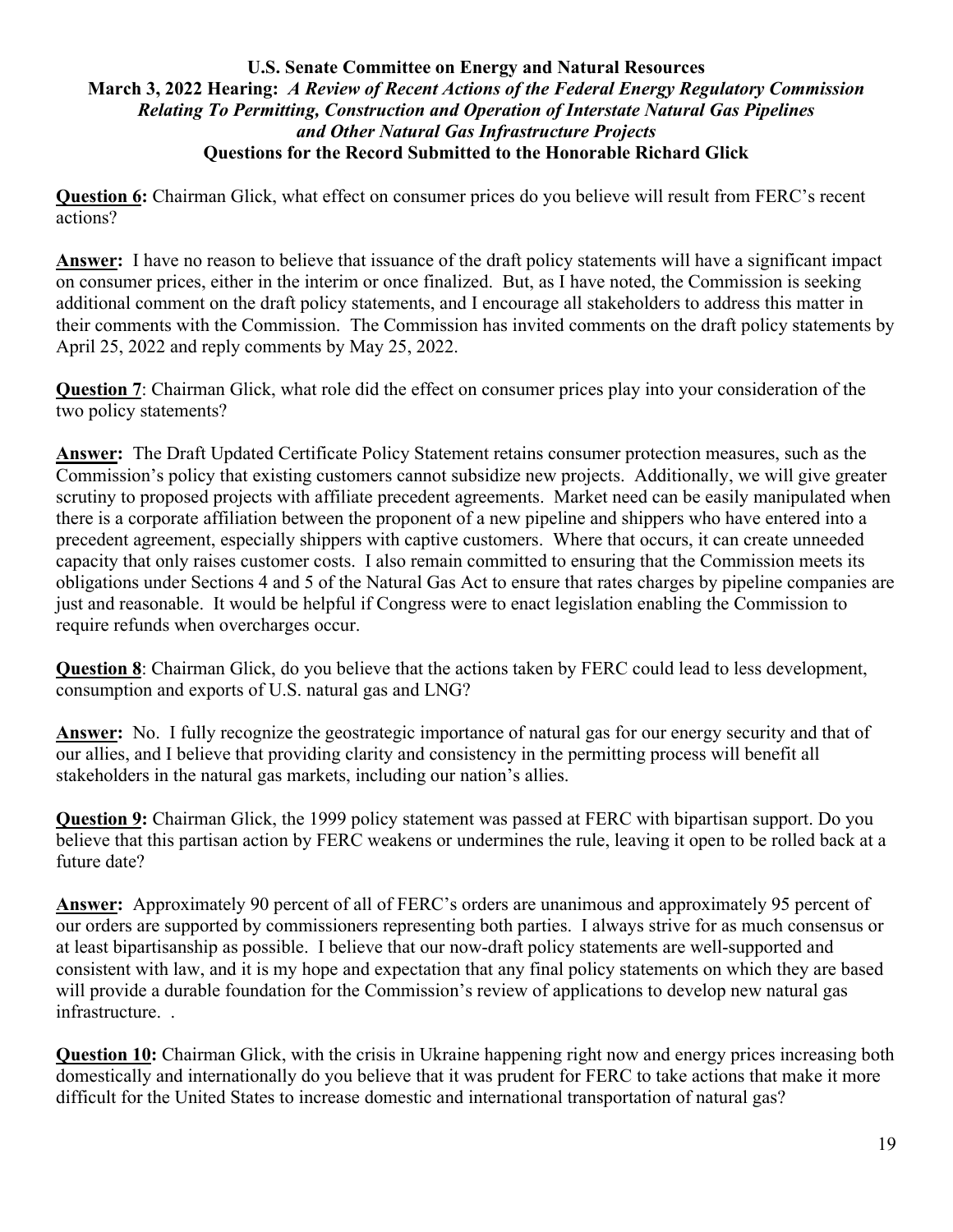**U.S. Senate Committee on Energy and Natural Resources**
**March 3, 2022 Hearing:** ***A Review of Recent Actions of the Federal Energy Regulatory Commission Relating To Permitting, Construction and Operation of Interstate Natural Gas Pipelines and Other Natural Gas Infrastructure Projects***
**Questions for the Record Submitted to the Honorable Richard Glick**

**Question 6:** Chairman Glick, what effect on consumer prices do you believe will result from FERC's recent actions?

**Answer:** I have no reason to believe that issuance of the draft policy statements will have a significant impact on consumer prices, either in the interim or once finalized. But, as I have noted, the Commission is seeking additional comment on the draft policy statements, and I encourage all stakeholders to address this matter in their comments with the Commission. The Commission has invited comments on the draft policy statements by April 25, 2022 and reply comments by May 25, 2022.

**Question 7**: Chairman Glick, what role did the effect on consumer prices play into your consideration of the two policy statements?

**Answer:** The Draft Updated Certificate Policy Statement retains consumer protection measures, such as the Commission's policy that existing customers cannot subsidize new projects. Additionally, we will give greater scrutiny to proposed projects with affiliate precedent agreements. Market need can be easily manipulated when there is a corporate affiliation between the proponent of a new pipeline and shippers who have entered into a precedent agreement, especially shippers with captive customers. Where that occurs, it can create unneeded capacity that only raises customer costs. I also remain committed to ensuring that the Commission meets its obligations under Sections 4 and 5 of the Natural Gas Act to ensure that rates charges by pipeline companies are just and reasonable. It would be helpful if Congress were to enact legislation enabling the Commission to require refunds when overcharges occur.

**Question 8**: Chairman Glick, do you believe that the actions taken by FERC could lead to less development, consumption and exports of U.S. natural gas and LNG?

**Answer:** No. I fully recognize the geostrategic importance of natural gas for our energy security and that of our allies, and I believe that providing clarity and consistency in the permitting process will benefit all stakeholders in the natural gas markets, including our nation's allies.

**Question 9:** Chairman Glick, the 1999 policy statement was passed at FERC with bipartisan support. Do you believe that this partisan action by FERC weakens or undermines the rule, leaving it open to be rolled back at a future date?

**Answer:** Approximately 90 percent of all of FERC's orders are unanimous and approximately 95 percent of our orders are supported by commissioners representing both parties. I always strive for as much consensus or at least bipartisanship as possible. I believe that our now-draft policy statements are well-supported and consistent with law, and it is my hope and expectation that any final policy statements on which they are based will provide a durable foundation for the Commission's review of applications to develop new natural gas infrastructure. .

**Question 10:** Chairman Glick, with the crisis in Ukraine happening right now and energy prices increasing both domestically and internationally do you believe that it was prudent for FERC to take actions that make it more difficult for the United States to increase domestic and international transportation of natural gas?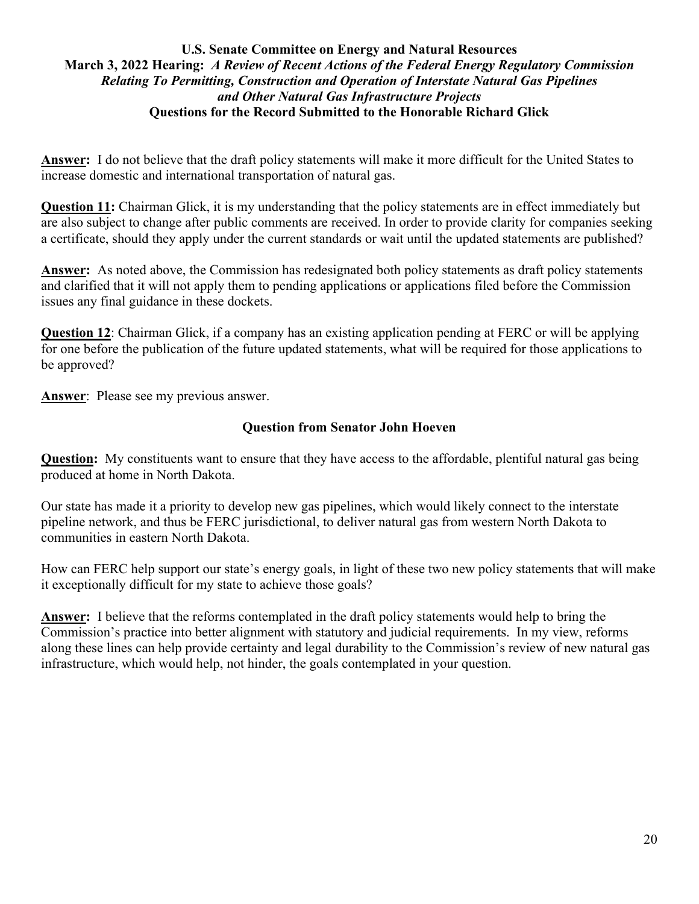**Answer:** I do not believe that the draft policy statements will make it more difficult for the United States to increase domestic and international transportation of natural gas.

**Question 11:** Chairman Glick, it is my understanding that the policy statements are in effect immediately but are also subject to change after public comments are received. In order to provide clarity for companies seeking a certificate, should they apply under the current standards or wait until the updated statements are published?

**Answer:** As noted above, the Commission has redesignated both policy statements as draft policy statements and clarified that it will not apply them to pending applications or applications filed before the Commission issues any final guidance in these dockets.

**Question 12**: Chairman Glick, if a company has an existing application pending at FERC or will be applying for one before the publication of the future updated statements, what will be required for those applications to be approved?

**Answer**: Please see my previous answer.

### Question from Senator John Hoeven

**Question:** My constituents want to ensure that they have access to the affordable, plentiful natural gas being produced at home in North Dakota.

Our state has made it a priority to develop new gas pipelines, which would likely connect to the interstate pipeline network, and thus be FERC jurisdictional, to deliver natural gas from western North Dakota to communities in eastern North Dakota.

How can FERC help support our state's energy goals, in light of these two new policy statements that will make it exceptionally difficult for my state to achieve those goals?

**Answer:** I believe that the reforms contemplated in the draft policy statements would help to bring the Commission's practice into better alignment with statutory and judicial requirements. In my view, reforms along these lines can help provide certainty and legal durability to the Commission's review of new natural gas infrastructure, which would help, not hinder, the goals contemplated in your question.